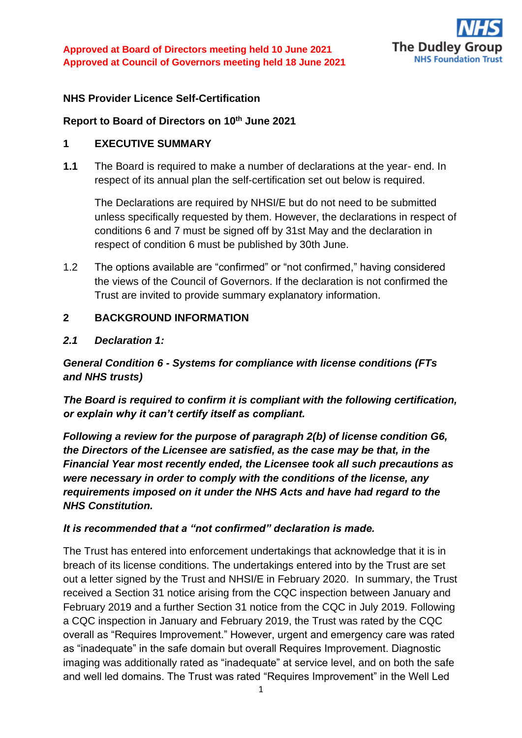**Approved at Board of Directors meeting held 10 June 2021**
**Approved at Council of Governors meeting held 18 June 2021**

The Dudley Group
NHS Foundation Trust

**NHS Provider Licence Self-Certification**

**Report to Board of Directors on 10th June 2021**

## 1 EXECUTIVE SUMMARY

**1.1** The Board is required to make a number of declarations at the year- end. In respect of its annual plan the self-certification set out below is required.

The Declarations are required by NHSI/E but do not need to be submitted unless specifically requested by them. However, the declarations in respect of conditions 6 and 7 must be signed off by 31st May and the declaration in respect of condition 6 must be published by 30th June.

1.2 The options available are "confirmed" or "not confirmed," having considered the views of the Council of Governors. If the declaration is not confirmed the Trust are invited to provide summary explanatory information.

## 2 BACKGROUND INFORMATION

***2.1 Declaration 1:***

***General Condition 6 - Systems for compliance with license conditions (FTs and NHS trusts)***

***The Board is required to confirm it is compliant with the following certification, or explain why it can't certify itself as compliant.***

***Following a review for the purpose of paragraph 2(b) of license condition G6, the Directors of the Licensee are satisfied, as the case may be that, in the Financial Year most recently ended, the Licensee took all such precautions as were necessary in order to comply with the conditions of the license, any requirements imposed on it under the NHS Acts and have had regard to the NHS Constitution.***

***It is recommended that a "not confirmed" declaration is made.***

The Trust has entered into enforcement undertakings that acknowledge that it is in breach of its license conditions. The undertakings entered into by the Trust are set out a letter signed by the Trust and NHSI/E in February 2020. In summary, the Trust received a Section 31 notice arising from the CQC inspection between January and February 2019 and a further Section 31 notice from the CQC in July 2019. Following a CQC inspection in January and February 2019, the Trust was rated by the CQC overall as "Requires Improvement." However, urgent and emergency care was rated as "inadequate" in the safe domain but overall Requires Improvement. Diagnostic imaging was additionally rated as "inadequate" at service level, and on both the safe and well led domains. The Trust was rated "Requires Improvement" in the Well Led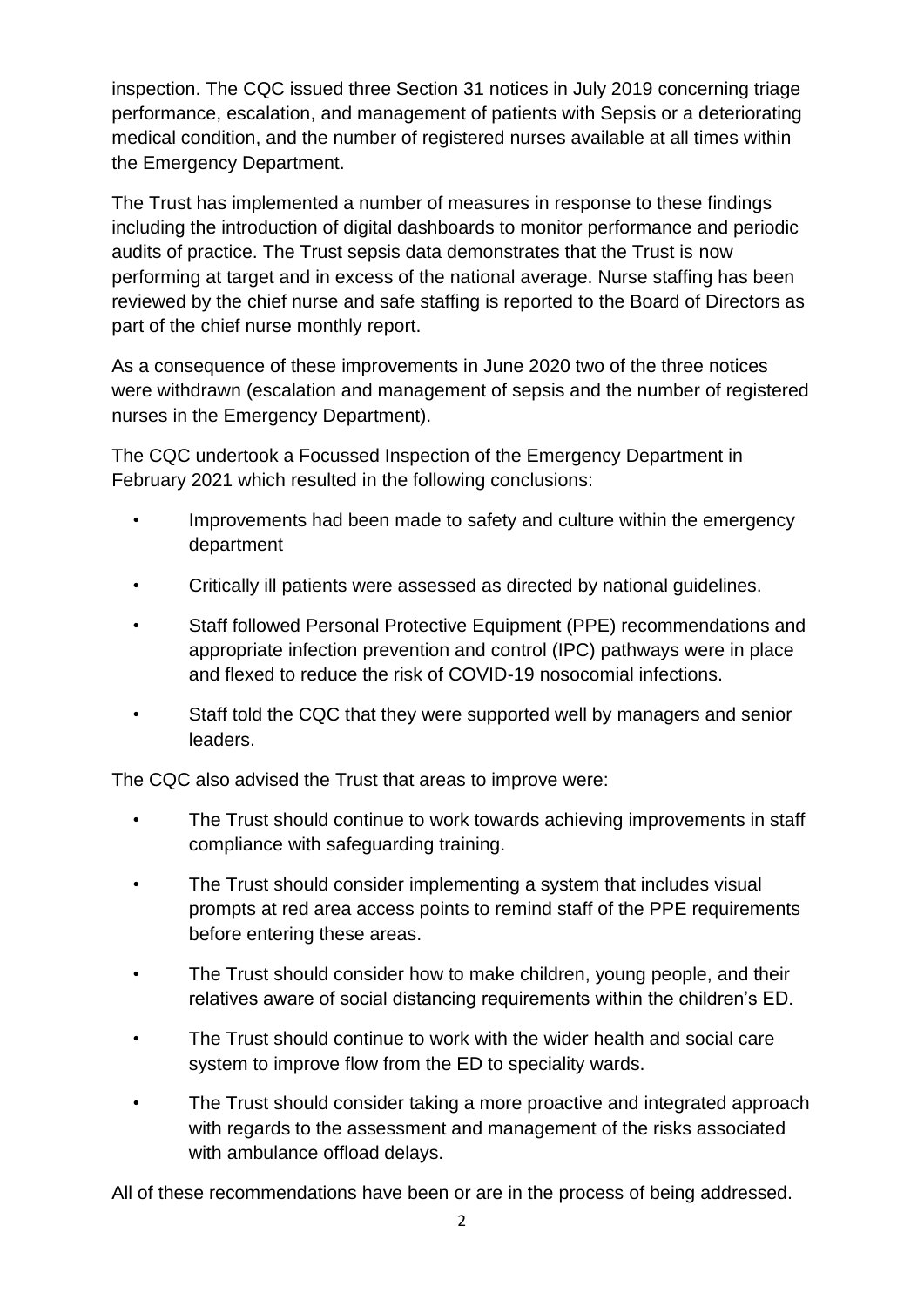inspection. The CQC issued three Section 31 notices in July 2019 concerning triage performance, escalation, and management of patients with Sepsis or a deteriorating medical condition, and the number of registered nurses available at all times within the Emergency Department.

The Trust has implemented a number of measures in response to these findings including the introduction of digital dashboards to monitor performance and periodic audits of practice. The Trust sepsis data demonstrates that the Trust is now performing at target and in excess of the national average. Nurse staffing has been reviewed by the chief nurse and safe staffing is reported to the Board of Directors as part of the chief nurse monthly report.

As a consequence of these improvements in June 2020 two of the three notices were withdrawn (escalation and management of sepsis and the number of registered nurses in the Emergency Department).

The CQC undertook a Focussed Inspection of the Emergency Department in February 2021 which resulted in the following conclusions:

- Improvements had been made to safety and culture within the emergency department
- Critically ill patients were assessed as directed by national guidelines.
- Staff followed Personal Protective Equipment (PPE) recommendations and appropriate infection prevention and control (IPC) pathways were in place and flexed to reduce the risk of COVID-19 nosocomial infections.
- Staff told the CQC that they were supported well by managers and senior leaders.

The CQC also advised the Trust that areas to improve were:

- The Trust should continue to work towards achieving improvements in staff compliance with safeguarding training.
- The Trust should consider implementing a system that includes visual prompts at red area access points to remind staff of the PPE requirements before entering these areas.
- The Trust should consider how to make children, young people, and their relatives aware of social distancing requirements within the children's ED.
- The Trust should continue to work with the wider health and social care system to improve flow from the ED to speciality wards.
- The Trust should consider taking a more proactive and integrated approach with regards to the assessment and management of the risks associated with ambulance offload delays.

All of these recommendations have been or are in the process of being addressed.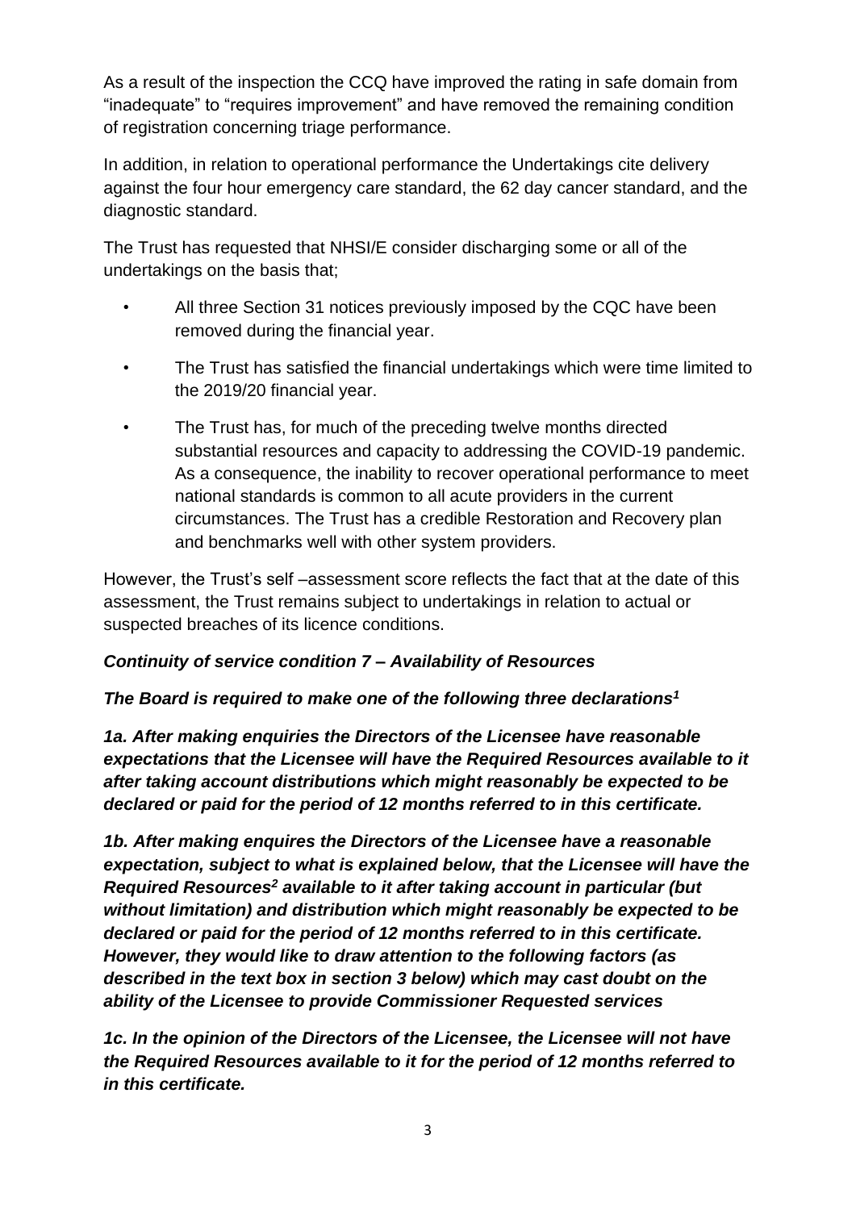As a result of the inspection the CCQ have improved the rating in safe domain from "inadequate" to "requires improvement" and have removed the remaining condition of registration concerning triage performance.

In addition, in relation to operational performance the Undertakings cite delivery against the four hour emergency care standard, the 62 day cancer standard, and the diagnostic standard.

The Trust has requested that NHSI/E consider discharging some or all of the undertakings on the basis that;

- All three Section 31 notices previously imposed by the CQC have been removed during the financial year.
- The Trust has satisfied the financial undertakings which were time limited to the 2019/20 financial year.
- The Trust has, for much of the preceding twelve months directed substantial resources and capacity to addressing the COVID-19 pandemic. As a consequence, the inability to recover operational performance to meet national standards is common to all acute providers in the current circumstances. The Trust has a credible Restoration and Recovery plan and benchmarks well with other system providers.

However, the Trust's self –assessment score reflects the fact that at the date of this assessment, the Trust remains subject to undertakings in relation to actual or suspected breaches of its licence conditions.

***Continuity of service condition 7 – Availability of Resources***

***The Board is required to make one of the following three declarations[1]***

***1a. After making enquiries the Directors of the Licensee have reasonable expectations that the Licensee will have the Required Resources available to it after taking account distributions which might reasonably be expected to be declared or paid for the period of 12 months referred to in this certificate.***

***1b. After making enquires the Directors of the Licensee have a reasonable expectation, subject to what is explained below, that the Licensee will have the Required Resources[2] available to it after taking account in particular (but without limitation) and distribution which might reasonably be expected to be declared or paid for the period of 12 months referred to in this certificate. However, they would like to draw attention to the following factors (as described in the text box in section 3 below) which may cast doubt on the ability of the Licensee to provide Commissioner Requested services***

***1c. In the opinion of the Directors of the Licensee, the Licensee will not have the Required Resources available to it for the period of 12 months referred to in this certificate.***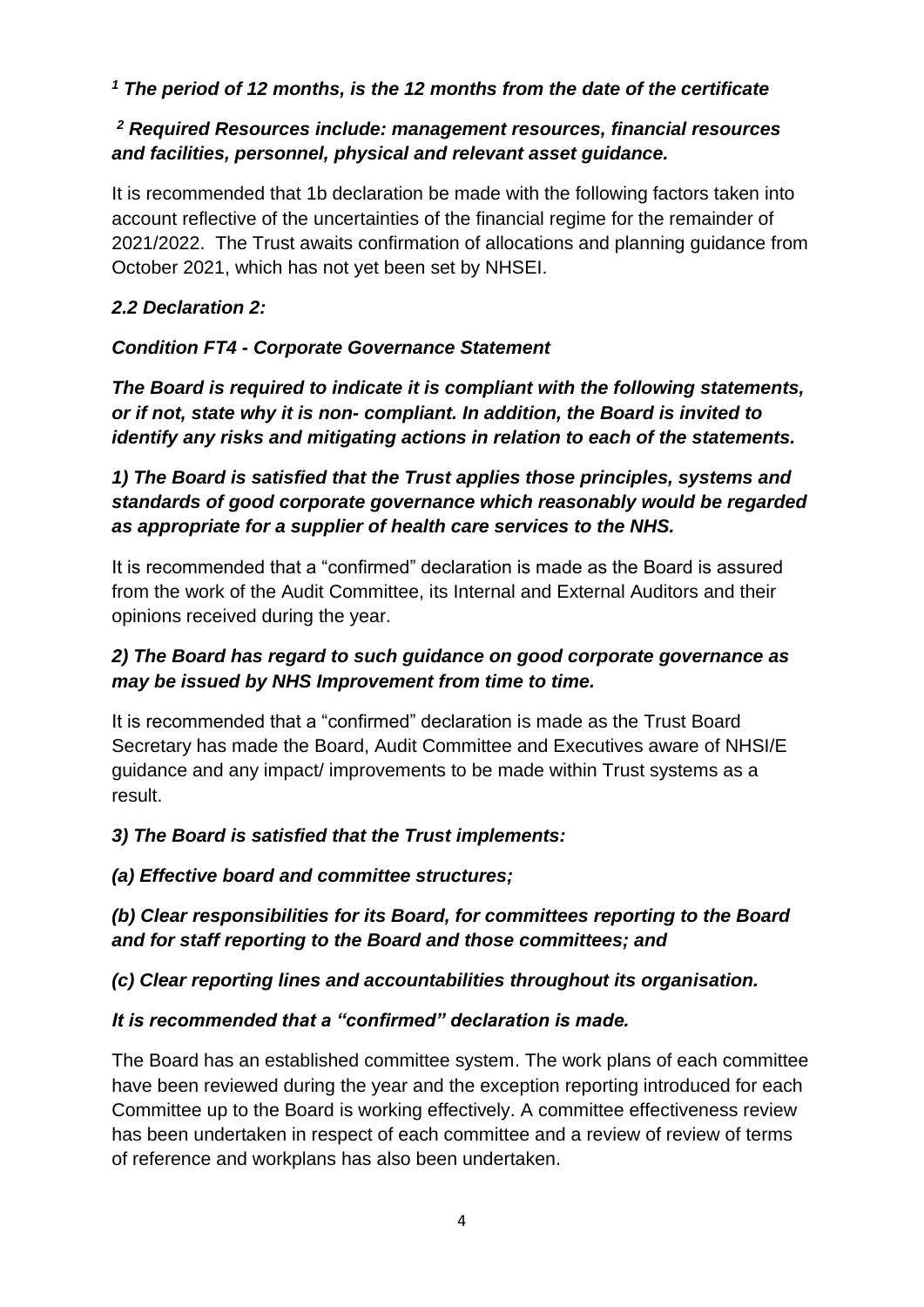***[1] The period of 12 months, is the 12 months from the date of the certificate***

***[2] Required Resources include: management resources, financial resources and facilities, personnel, physical and relevant asset guidance.***

It is recommended that 1b declaration be made with the following factors taken into account reflective of the uncertainties of the financial regime for the remainder of 2021/2022. The Trust awaits confirmation of allocations and planning guidance from October 2021, which has not yet been set by NHSEI.

***2.2 Declaration 2:***

***Condition FT4 - Corporate Governance Statement***

***The Board is required to indicate it is compliant with the following statements, or if not, state why it is non- compliant. In addition, the Board is invited to identify any risks and mitigating actions in relation to each of the statements.***

***1) The Board is satisfied that the Trust applies those principles, systems and standards of good corporate governance which reasonably would be regarded as appropriate for a supplier of health care services to the NHS.***

It is recommended that a "confirmed" declaration is made as the Board is assured from the work of the Audit Committee, its Internal and External Auditors and their opinions received during the year.

***2) The Board has regard to such guidance on good corporate governance as may be issued by NHS Improvement from time to time.***

It is recommended that a "confirmed" declaration is made as the Trust Board Secretary has made the Board, Audit Committee and Executives aware of NHSI/E guidance and any impact/ improvements to be made within Trust systems as a result.

***3) The Board is satisfied that the Trust implements:***

***(a) Effective board and committee structures;***

***(b) Clear responsibilities for its Board, for committees reporting to the Board and for staff reporting to the Board and those committees; and***

***(c) Clear reporting lines and accountabilities throughout its organisation.***

***It is recommended that a "confirmed" declaration is made.***

The Board has an established committee system. The work plans of each committee have been reviewed during the year and the exception reporting introduced for each Committee up to the Board is working effectively. A committee effectiveness review has been undertaken in respect of each committee and a review of review of terms of reference and workplans has also been undertaken.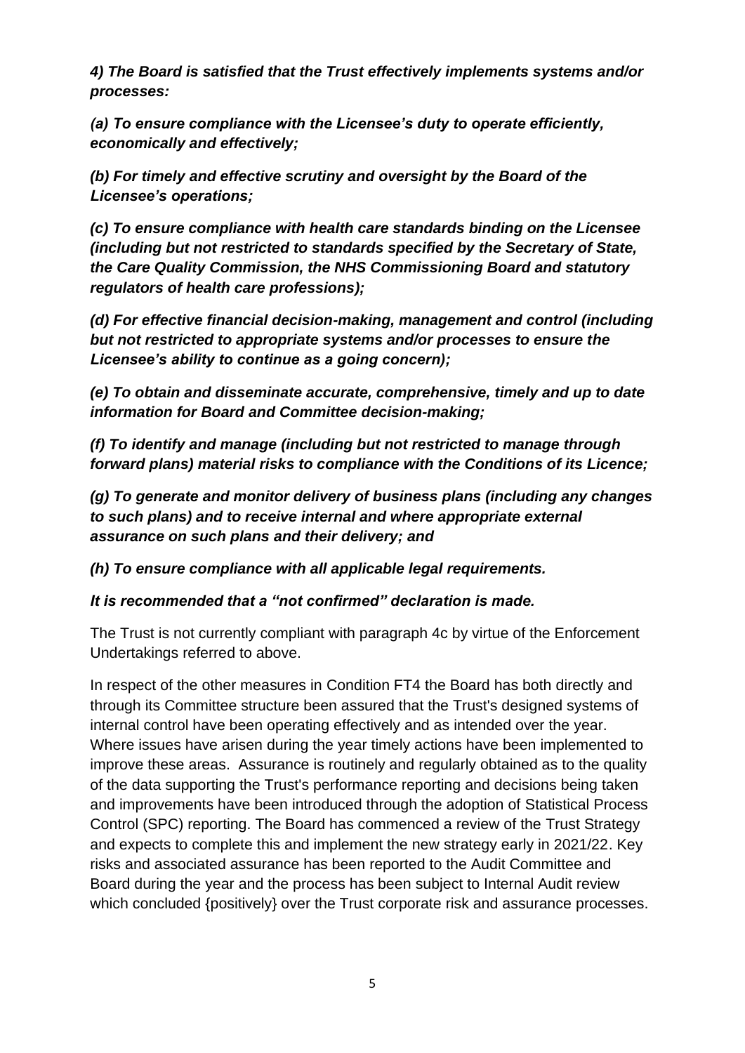***4) The Board is satisfied that the Trust effectively implements systems and/or processes:***

***(a) To ensure compliance with the Licensee's duty to operate efficiently, economically and effectively;***

***(b) For timely and effective scrutiny and oversight by the Board of the Licensee's operations;***

***(c) To ensure compliance with health care standards binding on the Licensee (including but not restricted to standards specified by the Secretary of State, the Care Quality Commission, the NHS Commissioning Board and statutory regulators of health care professions);***

***(d) For effective financial decision-making, management and control (including but not restricted to appropriate systems and/or processes to ensure the Licensee's ability to continue as a going concern);***

***(e) To obtain and disseminate accurate, comprehensive, timely and up to date information for Board and Committee decision-making;***

***(f) To identify and manage (including but not restricted to manage through forward plans) material risks to compliance with the Conditions of its Licence;***

***(g) To generate and monitor delivery of business plans (including any changes to such plans) and to receive internal and where appropriate external assurance on such plans and their delivery; and***

***(h) To ensure compliance with all applicable legal requirements.***

***It is recommended that a "not confirmed" declaration is made.***

The Trust is not currently compliant with paragraph 4c by virtue of the Enforcement Undertakings referred to above.

In respect of the other measures in Condition FT4 the Board has both directly and through its Committee structure been assured that the Trust's designed systems of internal control have been operating effectively and as intended over the year. Where issues have arisen during the year timely actions have been implemented to improve these areas. Assurance is routinely and regularly obtained as to the quality of the data supporting the Trust's performance reporting and decisions being taken and improvements have been introduced through the adoption of Statistical Process Control (SPC) reporting. The Board has commenced a review of the Trust Strategy and expects to complete this and implement the new strategy early in 2021/22. Key risks and associated assurance has been reported to the Audit Committee and Board during the year and the process has been subject to Internal Audit review which concluded {positively} over the Trust corporate risk and assurance processes.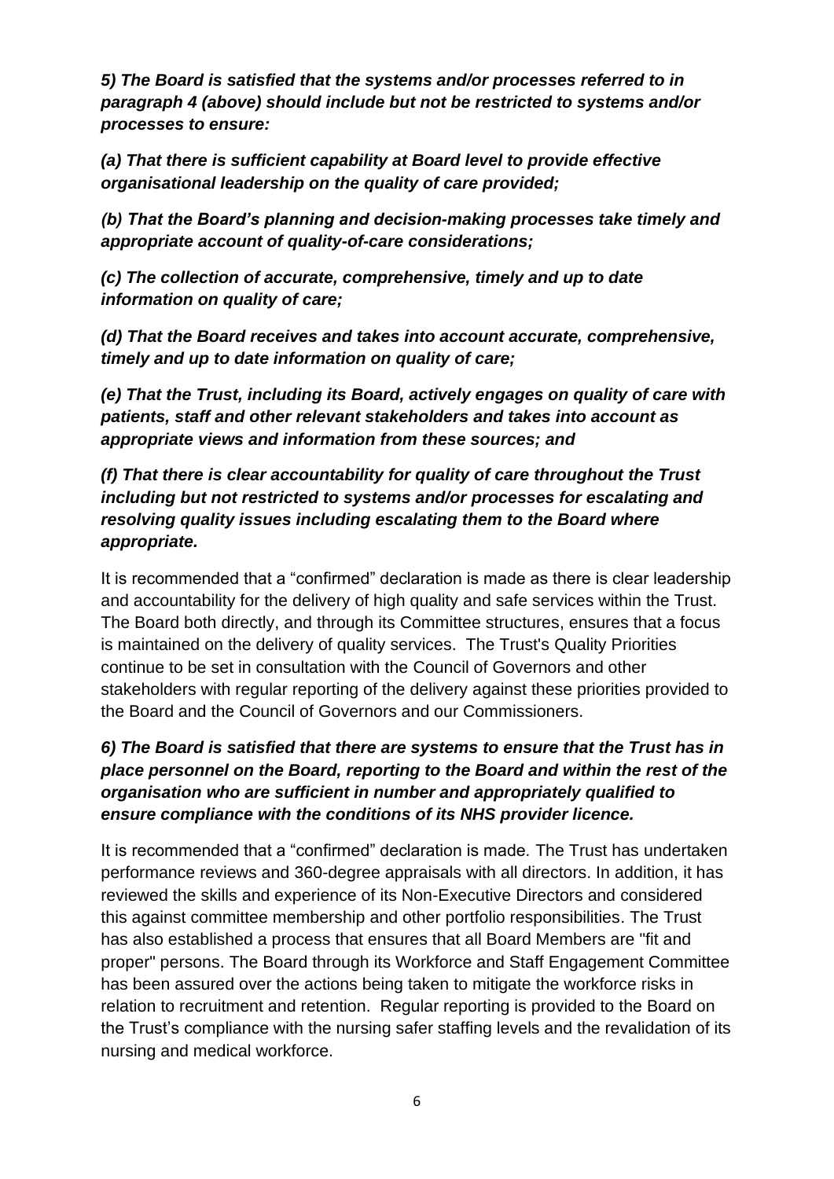***5) The Board is satisfied that the systems and/or processes referred to in paragraph 4 (above) should include but not be restricted to systems and/or processes to ensure:***

***(a) That there is sufficient capability at Board level to provide effective organisational leadership on the quality of care provided;***

***(b) That the Board's planning and decision-making processes take timely and appropriate account of quality-of-care considerations;***

***(c) The collection of accurate, comprehensive, timely and up to date information on quality of care;***

***(d) That the Board receives and takes into account accurate, comprehensive, timely and up to date information on quality of care;***

***(e) That the Trust, including its Board, actively engages on quality of care with patients, staff and other relevant stakeholders and takes into account as appropriate views and information from these sources; and***

***(f) That there is clear accountability for quality of care throughout the Trust including but not restricted to systems and/or processes for escalating and resolving quality issues including escalating them to the Board where appropriate.***

It is recommended that a "confirmed" declaration is made as there is clear leadership and accountability for the delivery of high quality and safe services within the Trust. The Board both directly, and through its Committee structures, ensures that a focus is maintained on the delivery of quality services. The Trust's Quality Priorities continue to be set in consultation with the Council of Governors and other stakeholders with regular reporting of the delivery against these priorities provided to the Board and the Council of Governors and our Commissioners.

***6) The Board is satisfied that there are systems to ensure that the Trust has in place personnel on the Board, reporting to the Board and within the rest of the organisation who are sufficient in number and appropriately qualified to ensure compliance with the conditions of its NHS provider licence.***

It is recommended that a "confirmed" declaration is made*.* The Trust has undertaken performance reviews and 360-degree appraisals with all directors. In addition, it has reviewed the skills and experience of its Non-Executive Directors and considered this against committee membership and other portfolio responsibilities. The Trust has also established a process that ensures that all Board Members are "fit and proper" persons. The Board through its Workforce and Staff Engagement Committee has been assured over the actions being taken to mitigate the workforce risks in relation to recruitment and retention. Regular reporting is provided to the Board on the Trust's compliance with the nursing safer staffing levels and the revalidation of its nursing and medical workforce.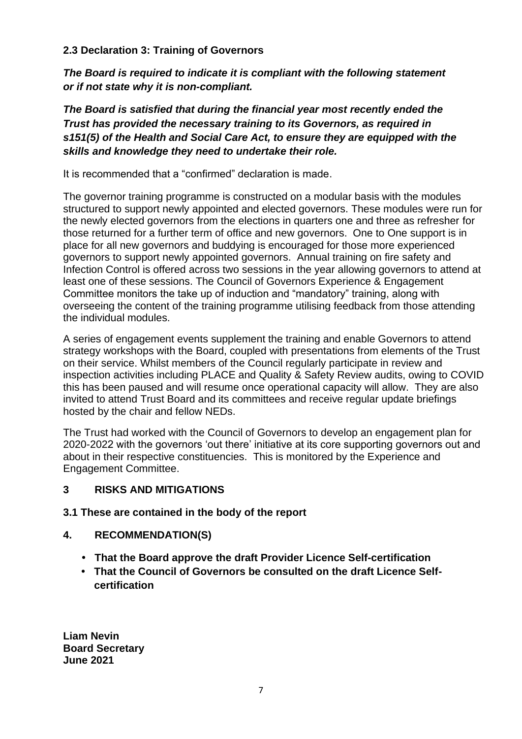### 2.3 Declaration 3: Training of Governors

***The Board is required to indicate it is compliant with the following statement or if not state why it is non-compliant.***

***The Board is satisfied that during the financial year most recently ended the Trust has provided the necessary training to its Governors, as required in s151(5) of the Health and Social Care Act, to ensure they are equipped with the skills and knowledge they need to undertake their role.***

It is recommended that a "confirmed" declaration is made.

The governor training programme is constructed on a modular basis with the modules structured to support newly appointed and elected governors. These modules were run for the newly elected governors from the elections in quarters one and three as refresher for those returned for a further term of office and new governors. One to One support is in place for all new governors and buddying is encouraged for those more experienced governors to support newly appointed governors. Annual training on fire safety and Infection Control is offered across two sessions in the year allowing governors to attend at least one of these sessions. The Council of Governors Experience & Engagement Committee monitors the take up of induction and "mandatory" training, along with overseeing the content of the training programme utilising feedback from those attending the individual modules.

A series of engagement events supplement the training and enable Governors to attend strategy workshops with the Board, coupled with presentations from elements of the Trust on their service. Whilst members of the Council regularly participate in review and inspection activities including PLACE and Quality & Safety Review audits, owing to COVID this has been paused and will resume once operational capacity will allow. They are also invited to attend Trust Board and its committees and receive regular update briefings hosted by the chair and fellow NEDs.

The Trust had worked with the Council of Governors to develop an engagement plan for 2020-2022 with the governors 'out there' initiative at its core supporting governors out and about in their respective constituencies. This is monitored by the Experience and Engagement Committee.

## 3 RISKS AND MITIGATIONS

**3.1 These are contained in the body of the report**

## 4. RECOMMENDATION(S)

- **That the Board approve the draft Provider Licence Self-certification**
- **That the Council of Governors be consulted on the draft Licence Self-certification**

**Liam Nevin**
**Board Secretary**
**June 2021**